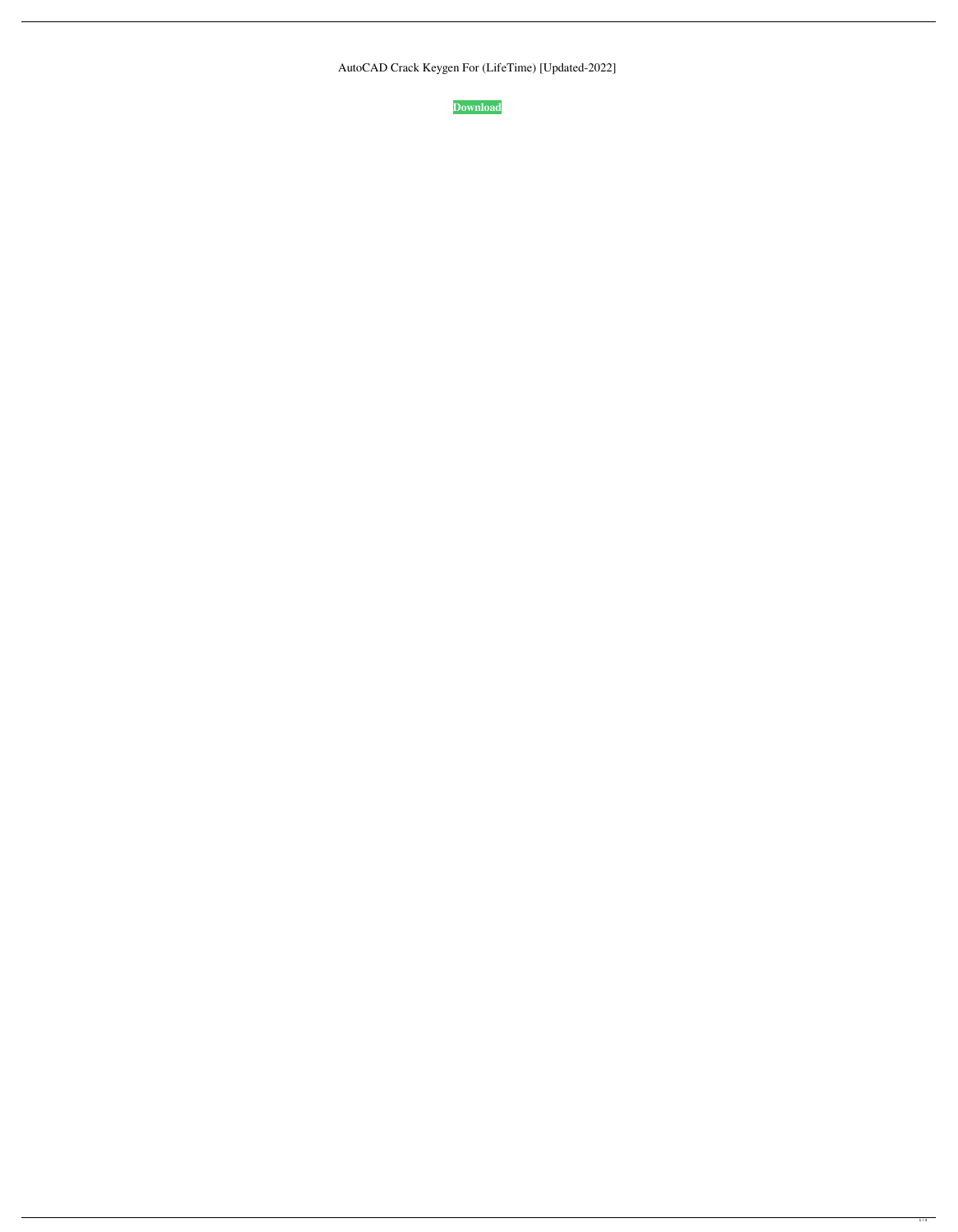AutoCAD Crack Keygen For (LifeTime) [Updated-2022]

**Download**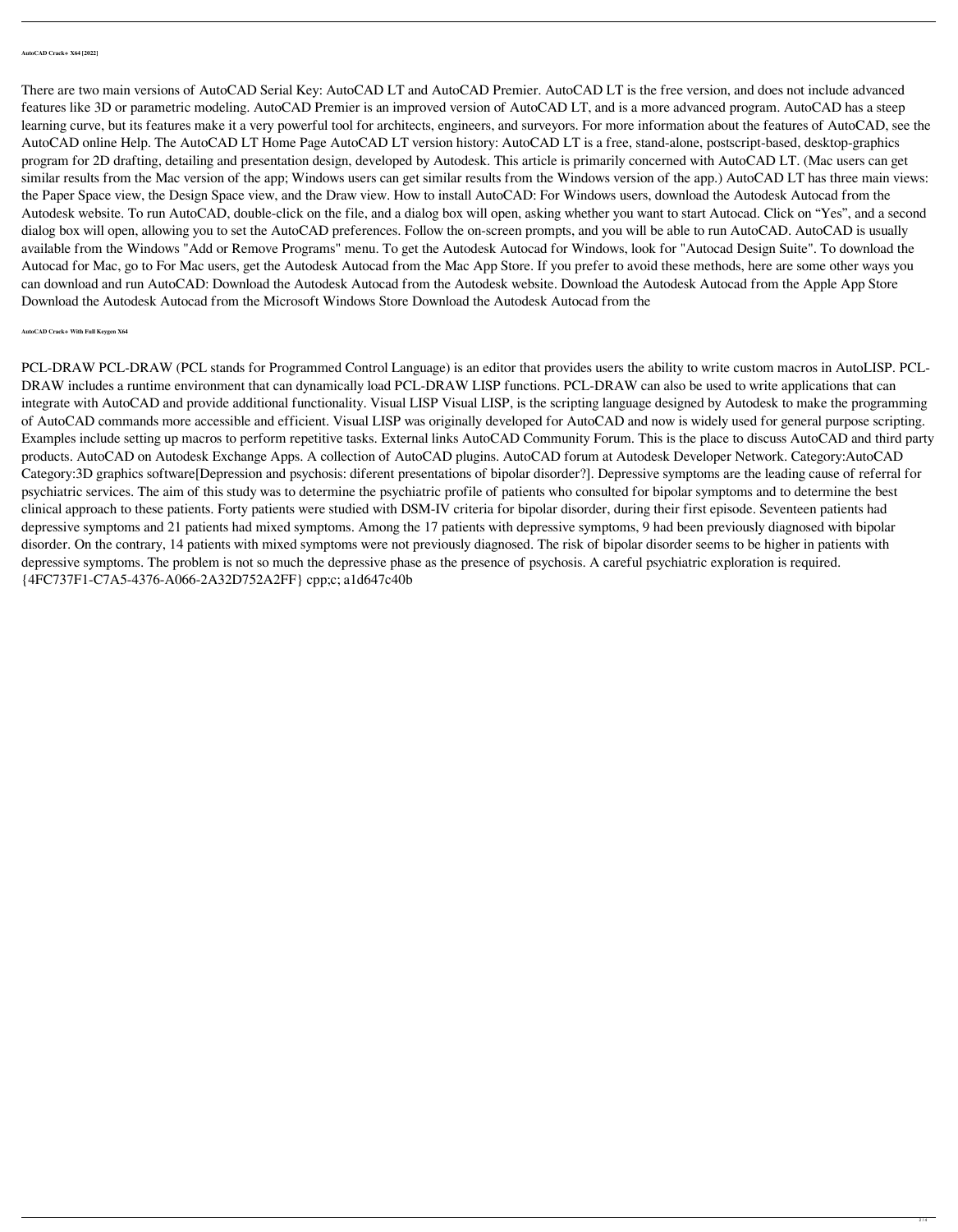**AutoCAD Crack+ X64 [2022]**

There are two main versions of AutoCAD Serial Key: AutoCAD LT and AutoCAD Premier. AutoCAD LT is the free version, and does not include advanced features like 3D or parametric modeling. AutoCAD Premier is an improved version of AutoCAD LT, and is a more advanced program. AutoCAD has a steep learning curve, but its features make it a very powerful tool for architects, engineers, and surveyors. For more information about the features of AutoCAD, see the AutoCAD online Help. The AutoCAD LT Home Page AutoCAD LT version history: AutoCAD LT is a free, stand-alone, postscript-based, desktop-graphics program for 2D drafting, detailing and presentation design, developed by Autodesk. This article is primarily concerned with AutoCAD LT. (Mac users can get similar results from the Mac version of the app; Windows users can get similar results from the Windows version of the app.) AutoCAD LT has three main views: the Paper Space view, the Design Space view, and the Draw view. How to install AutoCAD: For Windows users, download the Autodesk Autocad from the Autodesk website. To run AutoCAD, double-click on the file, and a dialog box will open, asking whether you want to start Autocad. Click on "Yes", and a second dialog box will open, allowing you to set the AutoCAD preferences. Follow the on-screen prompts, and you will be able to run AutoCAD. AutoCAD is usually available from the Windows "Add or Remove Programs" menu. To get the Autodesk Autocad for Windows, look for "Autocad Design Suite". To download the Autocad for Mac, go to For Mac users, get the Autodesk Autocad from the Mac App Store. If you prefer to avoid these methods, here are some other ways you can download and run AutoCAD: Download the Autodesk Autocad from the Autodesk website. Download the Autodesk Autocad from the Apple App Store Download the Autodesk Autocad from the Microsoft Windows Store Download the Autodesk Autocad from the

**AutoCAD Crack+ With Full Keygen X64**

PCL-DRAW PCL-DRAW (PCL stands for Programmed Control Language) is an editor that provides users the ability to write custom macros in AutoLISP. PCL-DRAW includes a runtime environment that can dynamically load PCL-DRAW LISP functions. PCL-DRAW can also be used to write applications that can integrate with AutoCAD and provide additional functionality. Visual LISP Visual LISP, is the scripting language designed by Autodesk to make the programming of AutoCAD commands more accessible and efficient. Visual LISP was originally developed for AutoCAD and now is widely used for general purpose scripting. Examples include setting up macros to perform repetitive tasks. External links AutoCAD Community Forum. This is the place to discuss AutoCAD and third party products. AutoCAD on Autodesk Exchange Apps. A collection of AutoCAD plugins. AutoCAD forum at Autodesk Developer Network. Category:AutoCAD Category:3D graphics software[Depression and psychosis: diferent presentations of bipolar disorder?]. Depressive symptoms are the leading cause of referral for psychiatric services. The aim of this study was to determine the psychiatric profile of patients who consulted for bipolar symptoms and to determine the best clinical approach to these patients. Forty patients were studied with DSM-IV criteria for bipolar disorder, during their first episode. Seventeen patients had depressive symptoms and 21 patients had mixed symptoms. Among the 17 patients with depressive symptoms, 9 had been previously diagnosed with bipolar disorder. On the contrary, 14 patients with mixed symptoms were not previously diagnosed. The risk of bipolar disorder seems to be higher in patients with depressive symptoms. The problem is not so much the depressive phase as the presence of psychosis. A careful psychiatric exploration is required. {4FC737F1-C7A5-4376-A066-2A32D752A2FF} cpp;c; a1d647c40b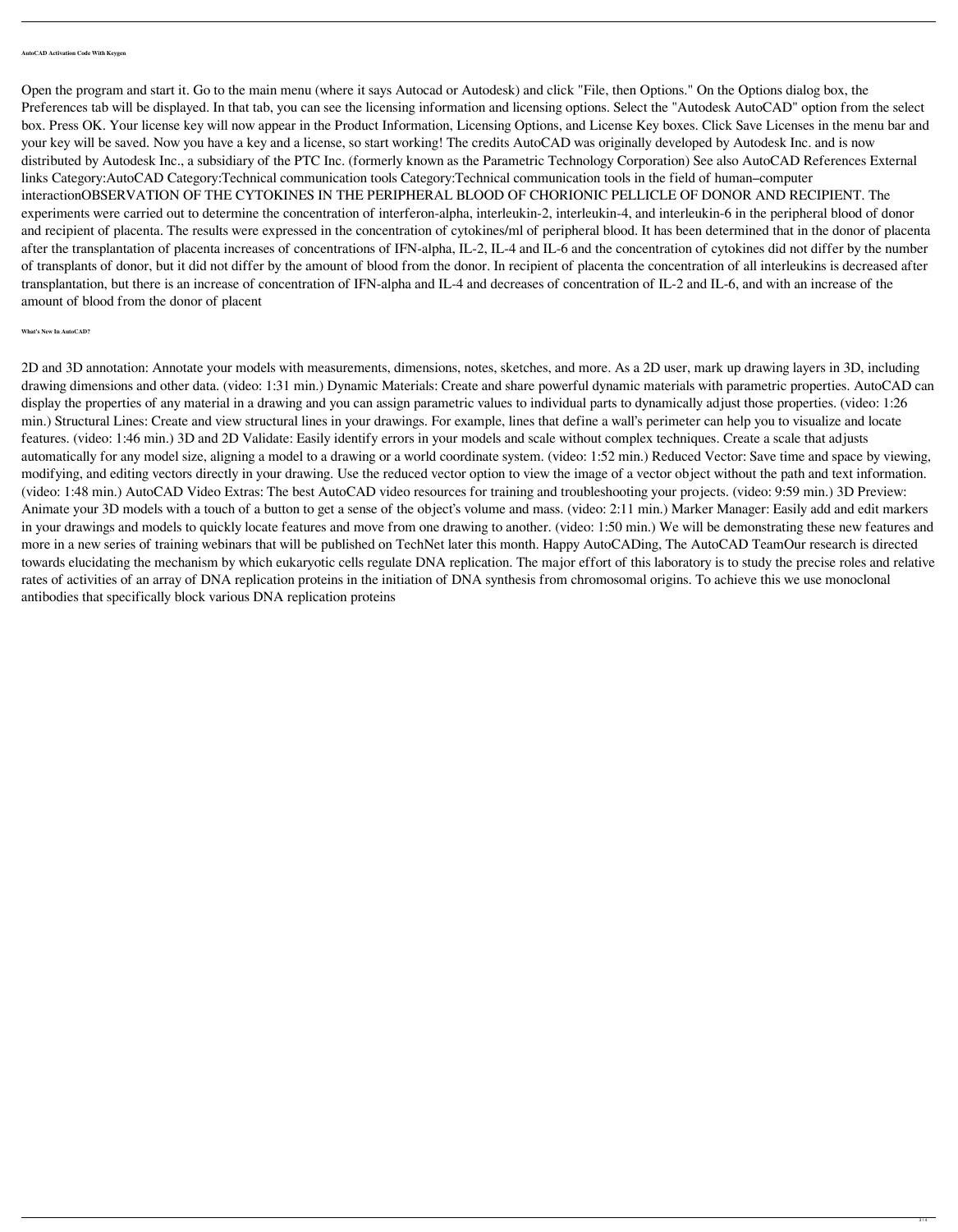###### AutoCAD Activation Code With Keygen

Open the program and start it. Go to the main menu (where it says Autocad or Autodesk) and click "File, then Options." On the Options dialog box, the Preferences tab will be displayed. In that tab, you can see the licensing information and licensing options. Select the "Autodesk AutoCAD" option from the select box. Press OK. Your license key will now appear in the Product Information, Licensing Options, and License Key boxes. Click Save Licenses in the menu bar and your key will be saved. Now you have a key and a license, so start working! The credits AutoCAD was originally developed by Autodesk Inc. and is now distributed by Autodesk Inc., a subsidiary of the PTC Inc. (formerly known as the Parametric Technology Corporation) See also AutoCAD References External links Category:AutoCAD Category:Technical communication tools Category:Technical communication tools in the field of human–computer interactionOBSERVATION OF THE CYTOKINES IN THE PERIPHERAL BLOOD OF CHORIONIC PELLICLE OF DONOR AND RECIPIENT. The experiments were carried out to determine the concentration of interferon-alpha, interleukin-2, interleukin-4, and interleukin-6 in the peripheral blood of donor and recipient of placenta. The results were expressed in the concentration of cytokines/ml of peripheral blood. It has been determined that in the donor of placenta after the transplantation of placenta increases of concentrations of IFN-alpha, IL-2, IL-4 and IL-6 and the concentration of cytokines did not differ by the number of transplants of donor, but it did not differ by the amount of blood from the donor. In recipient of placenta the concentration of all interleukins is decreased after transplantation, but there is an increase of concentration of IFN-alpha and IL-4 and decreases of concentration of IL-2 and IL-6, and with an increase of the amount of blood from the donor of placent

###### What's New In AutoCAD?

2D and 3D annotation: Annotate your models with measurements, dimensions, notes, sketches, and more. As a 2D user, mark up drawing layers in 3D, including drawing dimensions and other data. (video: 1:31 min.) Dynamic Materials: Create and share powerful dynamic materials with parametric properties. AutoCAD can display the properties of any material in a drawing and you can assign parametric values to individual parts to dynamically adjust those properties. (video: 1:26 min.) Structural Lines: Create and view structural lines in your drawings. For example, lines that define a wall's perimeter can help you to visualize and locate features. (video: 1:46 min.) 3D and 2D Validate: Easily identify errors in your models and scale without complex techniques. Create a scale that adjusts automatically for any model size, aligning a model to a drawing or a world coordinate system. (video: 1:52 min.) Reduced Vector: Save time and space by viewing, modifying, and editing vectors directly in your drawing. Use the reduced vector option to view the image of a vector object without the path and text information. (video: 1:48 min.) AutoCAD Video Extras: The best AutoCAD video resources for training and troubleshooting your projects. (video: 9:59 min.) 3D Preview: Animate your 3D models with a touch of a button to get a sense of the object's volume and mass. (video: 2:11 min.) Marker Manager: Easily add and edit markers in your drawings and models to quickly locate features and move from one drawing to another. (video: 1:50 min.) We will be demonstrating these new features and more in a new series of training webinars that will be published on TechNet later this month. Happy AutoCADing, The AutoCAD TeamOur research is directed towards elucidating the mechanism by which eukaryotic cells regulate DNA replication. The major effort of this laboratory is to study the precise roles and relative rates of activities of an array of DNA replication proteins in the initiation of DNA synthesis from chromosomal origins. To achieve this we use monoclonal antibodies that specifically block various DNA replication proteins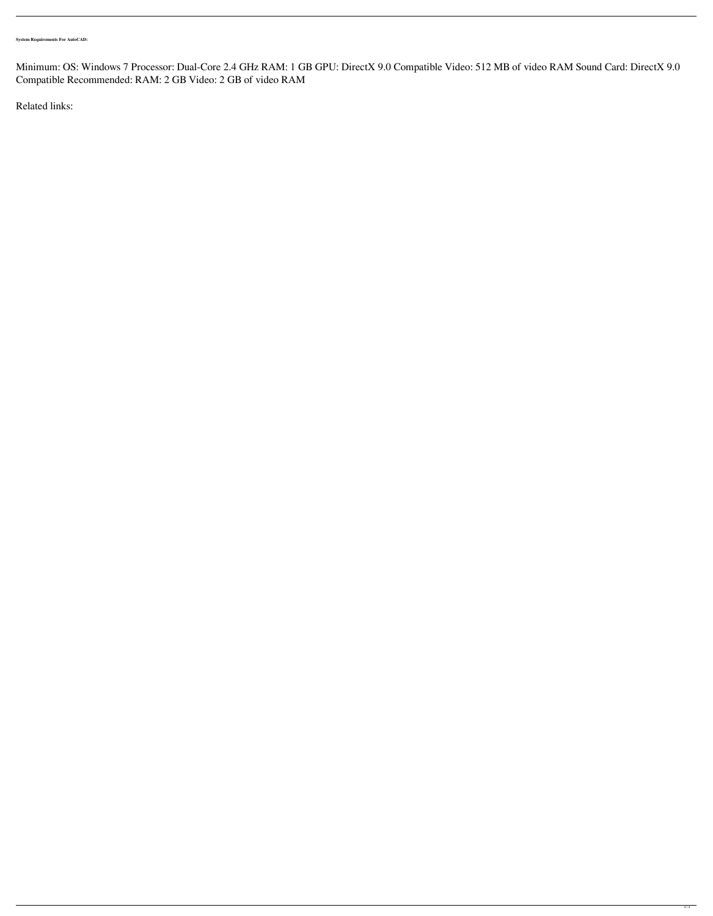**System Requirements For AutoCAD:**

Minimum: OS: Windows 7 Processor: Dual-Core 2.4 GHz RAM: 1 GB GPU: DirectX 9.0 Compatible Video: 512 MB of video RAM Sound Card: DirectX 9.0 Compatible Recommended: RAM: 2 GB Video: 2 GB of video RAM

Related links: